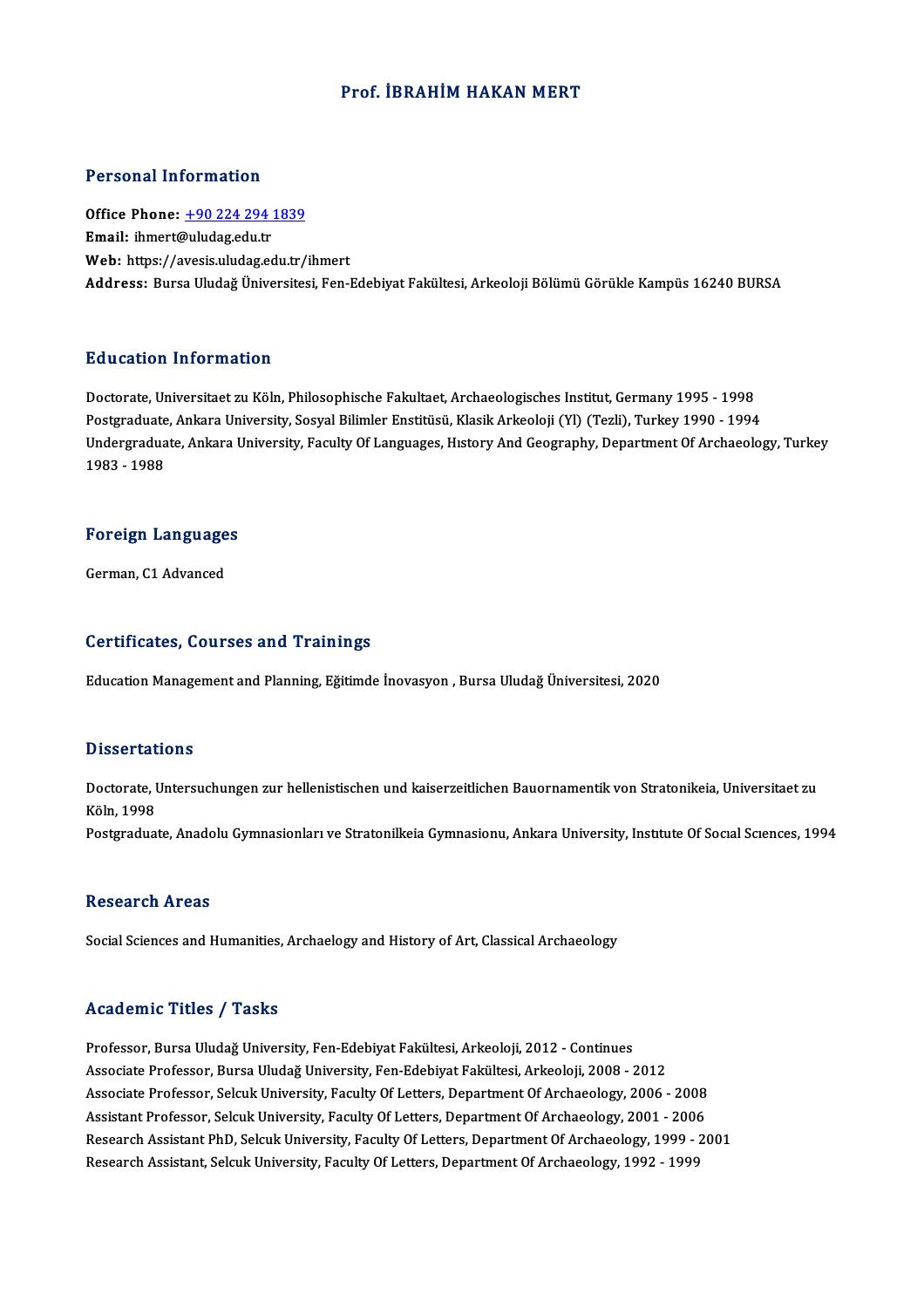# Prof. İBRAHİM HAKAN MERT

## Personal Information

**Office Phone:** +90 224 294 1839
**Email:** ihmert@uludag.edu.tr
**Web:** https://avesis.uludag.edu.tr/ihmert
**Address:** Bursa Uludağ Üniversitesi, Fen-Edebiyat Fakültesi, Arkeoloji Bölümü Görükle Kampüs 16240 BURSA

## Education Information

Doctorate, Universitaet zu Köln, Philosophische Fakultaet, Archaeologisches Institut, Germany 1995 - 1998
Postgraduate, Ankara University, Sosyal Bilimler Enstitüsü, Klasik Arkeoloji (Yl) (Tezli), Turkey 1990 - 1994
Undergraduate, Ankara University, Faculty Of Languages, Hıstory And Geography, Department Of Archaeology, Turkey 1983 - 1988

## Foreign Languages

German, C1 Advanced

## Certificates, Courses and Trainings

Education Management and Planning, Eğitimde İnovasyon , Bursa Uludağ Üniversitesi, 2020

## Dissertations

Doctorate, Untersuchungen zur hellenistischen und kaiserzeitlichen Bauornamentik von Stratonikeia, Universitaet zu Köln, 1998
Postgraduate, Anadolu Gymnasionları ve Stratonilkeia Gymnasionu, Ankara University, Instıtute Of Socıal Scıences, 1994

## Research Areas

Social Sciences and Humanities, Archaelogy and History of Art, Classical Archaeology

## Academic Titles / Tasks

Professor, Bursa Uludağ University, Fen-Edebiyat Fakültesi, Arkeoloji, 2012 - Continues
Associate Professor, Bursa Uludağ University, Fen-Edebiyat Fakültesi, Arkeoloji, 2008 - 2012
Associate Professor, Selcuk University, Faculty Of Letters, Department Of Archaeology, 2006 - 2008
Assistant Professor, Selcuk University, Faculty Of Letters, Department Of Archaeology, 2001 - 2006
Research Assistant PhD, Selcuk University, Faculty Of Letters, Department Of Archaeology, 1999 - 2001
Research Assistant, Selcuk University, Faculty Of Letters, Department Of Archaeology, 1992 - 1999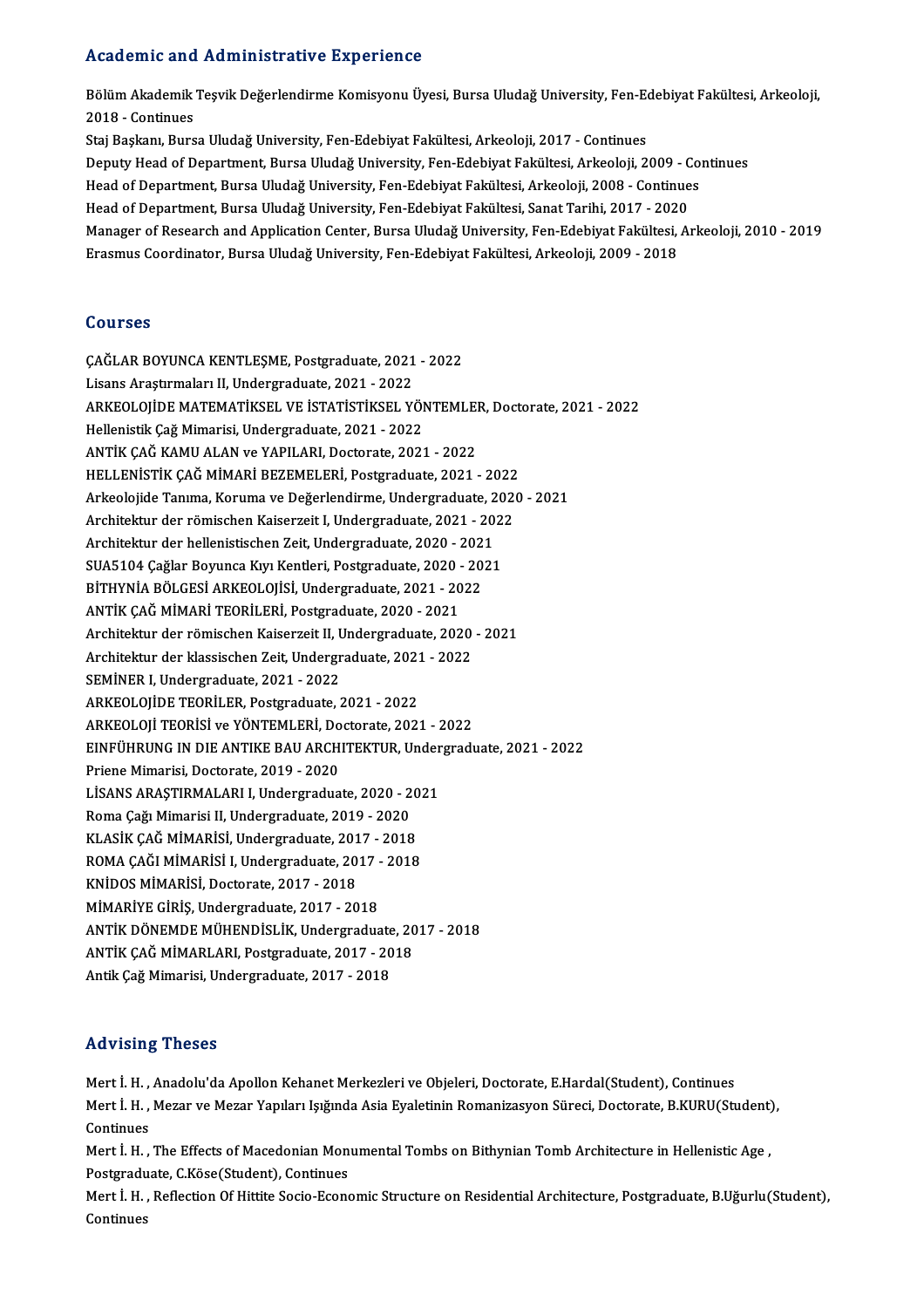## Academic and Administrative Experience

Bölüm Akademik Teşvik Değerlendirme Komisyonu Üyesi, Bursa Uludağ University, Fen-Edebiyat Fakültesi, Arkeoloji, 2018 - Continues

Staj Başkanı, Bursa Uludağ University, Fen-Edebiyat Fakültesi, Arkeoloji, 2017 - Continues

Deputy Head of Department, Bursa Uludağ University, Fen-Edebiyat Fakültesi, Arkeoloji, 2009 - Continues

Head of Department, Bursa Uludağ University, Fen-Edebiyat Fakültesi, Arkeoloji, 2008 - Continues

Head of Department, Bursa Uludağ University, Fen-Edebiyat Fakültesi, Sanat Tarihi, 2017 - 2020

Manager of Research and Application Center, Bursa Uludağ University, Fen-Edebiyat Fakültesi, Arkeoloji, 2010 - 2019

Erasmus Coordinator, Bursa Uludağ University, Fen-Edebiyat Fakültesi, Arkeoloji, 2009 - 2018

## Courses

ÇAĞLAR BOYUNCA KENTLEŞME, Postgraduate, 2021 - 2022

Lisans Araştırmaları II, Undergraduate, 2021 - 2022

ARKEOLOJİDE MATEMATİKSEL VE İSTATİSTİKSEL YÖNTEMLER, Doctorate, 2021 - 2022

Hellenistik Çağ Mimarisi, Undergraduate, 2021 - 2022

ANTİK ÇAĞ KAMU ALAN ve YAPILARI, Doctorate, 2021 - 2022

HELLENİSTİK ÇAĞ MİMARİ BEZEMELERİ, Postgraduate, 2021 - 2022

Arkeolojide Tanıma, Koruma ve Değerlendirme, Undergraduate, 2020 - 2021

Architektur der römischen Kaiserzeit I, Undergraduate, 2021 - 2022

Architektur der hellenistischen Zeit, Undergraduate, 2020 - 2021

SUA5104 Çağlar Boyunca Kıyı Kentleri, Postgraduate, 2020 - 2021

BİTHYNİA BÖLGESİ ARKEOLOJİSİ, Undergraduate, 2021 - 2022

ANTİK ÇAĞ MİMARİ TEORİLERİ, Postgraduate, 2020 - 2021

Architektur der römischen Kaiserzeit II, Undergraduate, 2020 - 2021

Architektur der klassischen Zeit, Undergraduate, 2021 - 2022

SEMİNER I, Undergraduate, 2021 - 2022

ARKEOLOJİDE TEORİLER, Postgraduate, 2021 - 2022

ARKEOLOJİ TEORİSİ ve YÖNTEMLERİ, Doctorate, 2021 - 2022

EINFÜHRUNG IN DIE ANTIKE BAU ARCHITEKTUR, Undergraduate, 2021 - 2022

Priene Mimarisi, Doctorate, 2019 - 2020

LİSANS ARAŞTIRMALARI I, Undergraduate, 2020 - 2021

Roma Çağı Mimarisi II, Undergraduate, 2019 - 2020

KLASİK ÇAĞ MİMARİSİ, Undergraduate, 2017 - 2018

ROMA ÇAĞI MİMARİSİ I, Undergraduate, 2017 - 2018

KNİDOS MİMARİSİ, Doctorate, 2017 - 2018

MİMARİYE GİRİŞ, Undergraduate, 2017 - 2018

ANTİK DÖNEMDE MÜHENDİSLİK, Undergraduate, 2017 - 2018

ANTİK ÇAĞ MİMARLARI, Postgraduate, 2017 - 2018

Antik Çağ Mimarisi, Undergraduate, 2017 - 2018

## Advising Theses

Mert İ. H. , Anadolu'da Apollon Kehanet Merkezleri ve Objeleri, Doctorate, E.Hardal(Student), Continues

Mert İ. H. , Mezar ve Mezar Yapıları Işığında Asia Eyaletinin Romanizasyon Süreci, Doctorate, B.KURU(Student), Continues

Mert İ. H. , The Effects of Macedonian Monumental Tombs on Bithynian Tomb Architecture in Hellenistic Age , Postgraduate, C.Köse(Student), Continues

Mert İ. H. , Reflection Of Hittite Socio-Economic Structure on Residential Architecture, Postgraduate, B.Uğurlu(Student), Continues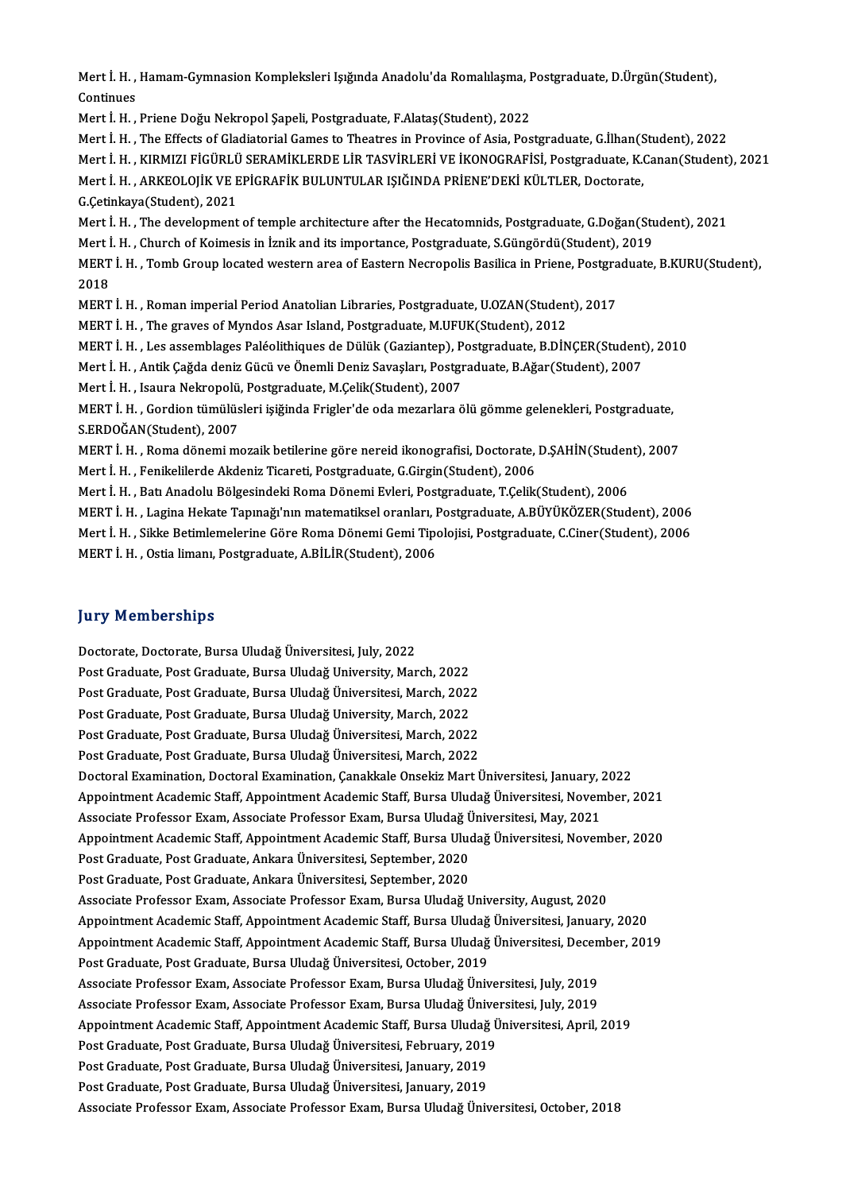Mert İ. H. , Hamam-Gymnasion Kompleksleri Işığında Anadolu'da Romalılaşma, Postgraduate, D.Ürgün(Student), Continues

Mert İ. H. , Priene Doğu Nekropol Şapeli, Postgraduate, F.Alataş(Student), 2022

Mert İ. H. , The Effects of Gladiatorial Games to Theatres in Province of Asia, Postgraduate, G.İlhan(Student), 2022

Mert İ. H. , KIRMIZI FİGÜRLÜ SERAMİKLERDE LİR TASVİRLERİ VE İKONOGRAFİSİ, Postgraduate, K.Canan(Student), 2021

Mert İ. H. , ARKEOLOJİK VE EPİGRAFİK BULUNTULAR IŞIĞINDA PRİENE'DEKİ KÜLTLER, Doctorate, G.Çetinkaya(Student), 2021

Mert İ. H. , The development of temple architecture after the Hecatomnids, Postgraduate, G.Doğan(Student), 2021

Mert İ. H. , Church of Koimesis in İznik and its importance, Postgraduate, S.Güngördü(Student), 2019

MERT İ. H. , Tomb Group located western area of Eastern Necropolis Basilica in Priene, Postgraduate, B.KURU(Student), 2018

MERT İ. H. , Roman imperial Period Anatolian Libraries, Postgraduate, U.OZAN(Student), 2017

MERT İ. H. , The graves of Myndos Asar Island, Postgraduate, M.UFUK(Student), 2012

MERT İ. H. , Les assemblages Paléolithiques de Dülük (Gaziantep), Postgraduate, B.DİNÇER(Student), 2010

Mert İ. H. , Antik Çağda deniz Gücü ve Önemli Deniz Savaşları, Postgraduate, B.Ağar(Student), 2007

Mert İ. H. , Isaura Nekropolü, Postgraduate, M.Çelik(Student), 2007

MERT İ. H. , Gordion tümülüsleri işiğinda Frigler'de oda mezarlara ölü gömme gelenekleri, Postgraduate, S.ERDOĞAN(Student), 2007

MERT İ. H. , Roma dönemi mozaik betilerine göre nereid ikonografisi, Doctorate, D.ŞAHİN(Student), 2007

Mert İ. H. , Fenikelilerde Akdeniz Ticareti, Postgraduate, G.Girgin(Student), 2006

Mert İ. H. , Batı Anadolu Bölgesindeki Roma Dönemi Evleri, Postgraduate, T.Çelik(Student), 2006

MERT İ. H. , Lagina Hekate Tapınağı'nın matematiksel oranları, Postgraduate, A.BÜYÜKÖZER(Student), 2006

Mert İ. H. , Sikke Betimlemelerine Göre Roma Dönemi Gemi Tipolojisi, Postgraduate, C.Ciner(Student), 2006

MERT İ. H. , Ostia limanı, Postgraduate, A.BİLİR(Student), 2006

## Jury Memberships

Doctorate, Doctorate, Bursa Uludağ Üniversitesi, July, 2022

Post Graduate, Post Graduate, Bursa Uludağ University, March, 2022

Post Graduate, Post Graduate, Bursa Uludağ Üniversitesi, March, 2022

Post Graduate, Post Graduate, Bursa Uludağ University, March, 2022

Post Graduate, Post Graduate, Bursa Uludağ Üniversitesi, March, 2022

Post Graduate, Post Graduate, Bursa Uludağ Üniversitesi, March, 2022

Doctoral Examination, Doctoral Examination, Çanakkale Onsekiz Mart Üniversitesi, January, 2022

Appointment Academic Staff, Appointment Academic Staff, Bursa Uludağ Üniversitesi, November, 2021

Associate Professor Exam, Associate Professor Exam, Bursa Uludağ Üniversitesi, May, 2021

Appointment Academic Staff, Appointment Academic Staff, Bursa Uludağ Üniversitesi, November, 2020

Post Graduate, Post Graduate, Ankara Üniversitesi, September, 2020

Post Graduate, Post Graduate, Ankara Üniversitesi, September, 2020

Associate Professor Exam, Associate Professor Exam, Bursa Uludağ University, August, 2020

Appointment Academic Staff, Appointment Academic Staff, Bursa Uludağ Üniversitesi, January, 2020

Appointment Academic Staff, Appointment Academic Staff, Bursa Uludağ Üniversitesi, December, 2019

Post Graduate, Post Graduate, Bursa Uludağ Üniversitesi, October, 2019

Associate Professor Exam, Associate Professor Exam, Bursa Uludağ Üniversitesi, July, 2019

Associate Professor Exam, Associate Professor Exam, Bursa Uludağ Üniversitesi, July, 2019

Appointment Academic Staff, Appointment Academic Staff, Bursa Uludağ Üniversitesi, April, 2019

Post Graduate, Post Graduate, Bursa Uludağ Üniversitesi, February, 2019

Post Graduate, Post Graduate, Bursa Uludağ Üniversitesi, January, 2019

Post Graduate, Post Graduate, Bursa Uludağ Üniversitesi, January, 2019

Associate Professor Exam, Associate Professor Exam, Bursa Uludağ Üniversitesi, October, 2018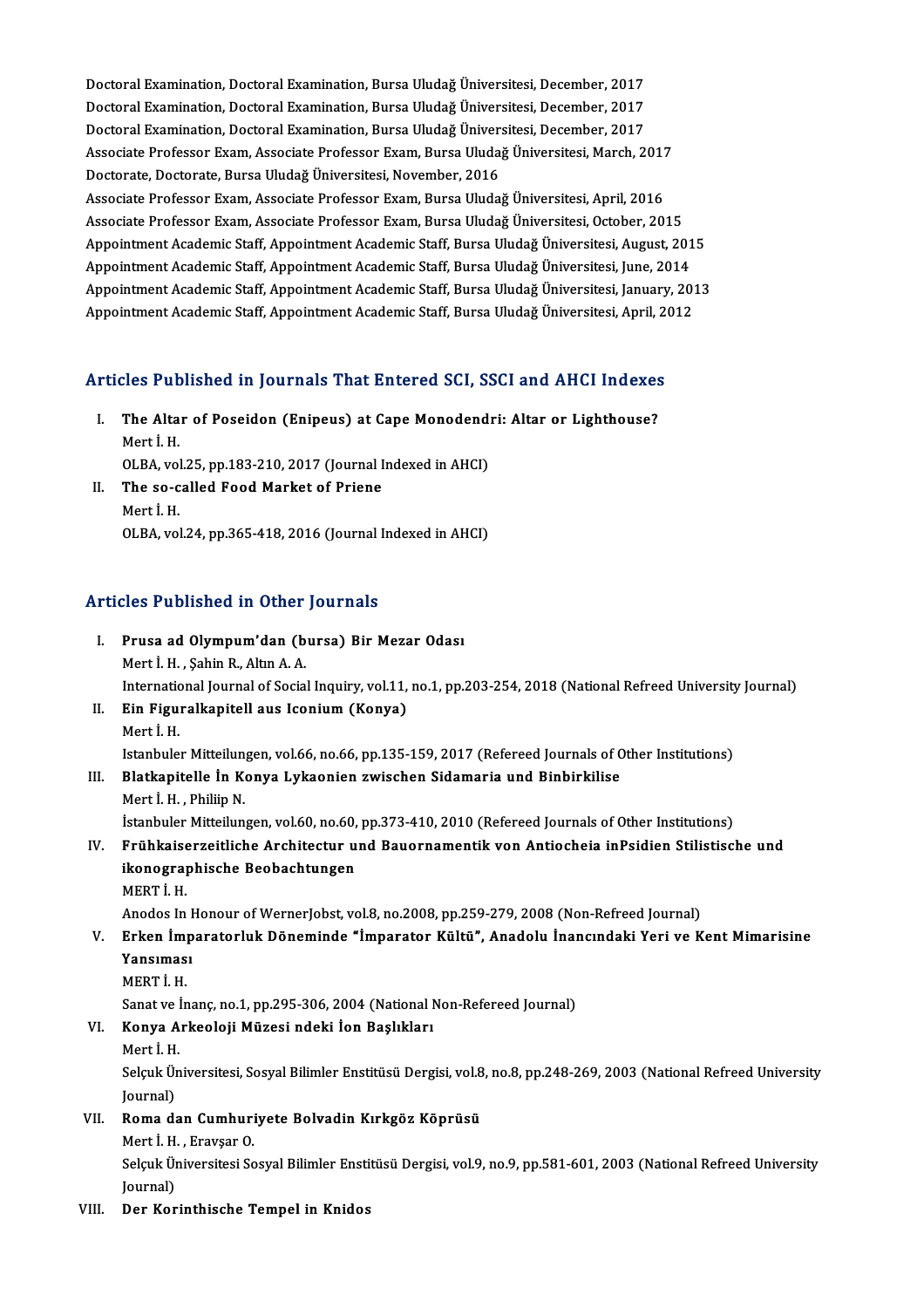Doctoral Examination, Doctoral Examination, Bursa Uludağ Üniversitesi, December, 2017
Doctoral Examination, Doctoral Examination, Bursa Uludağ Üniversitesi, December, 2017
Doctoral Examination, Doctoral Examination, Bursa Uludağ Üniversitesi, December, 2017
Associate Professor Exam, Associate Professor Exam, Bursa Uludağ Üniversitesi, March, 2017
Doctorate, Doctorate, Bursa Uludağ Üniversitesi, November, 2016
Associate Professor Exam, Associate Professor Exam, Bursa Uludağ Üniversitesi, April, 2016
Associate Professor Exam, Associate Professor Exam, Bursa Uludağ Üniversitesi, October, 2015
Appointment Academic Staff, Appointment Academic Staff, Bursa Uludağ Üniversitesi, August, 2015
Appointment Academic Staff, Appointment Academic Staff, Bursa Uludağ Üniversitesi, June, 2014
Appointment Academic Staff, Appointment Academic Staff, Bursa Uludağ Üniversitesi, January, 2013
Appointment Academic Staff, Appointment Academic Staff, Bursa Uludağ Üniversitesi, April, 2012

## Articles Published in Journals That Entered SCI, SSCI and AHCI Indexes

I. **The Altar of Poseidon (Enipeus) at Cape Monodendri: Altar or Lighthouse?**
   Mert İ. H.
   OLBA, vol.25, pp.183-210, 2017 (Journal Indexed in AHCI)
II. **The so-called Food Market of Priene**
   Mert İ. H.
   OLBA, vol.24, pp.365-418, 2016 (Journal Indexed in AHCI)

## Articles Published in Other Journals

I. **Prusa ad Olympum'dan (bursa) Bir Mezar Odası**
   Mert İ. H. , Şahin R., Altın A. A.
   International Journal of Social Inquiry, vol.11, no.1, pp.203-254, 2018 (National Refreed University Journal)
II. **Ein Figuralkapitell aus Iconium (Konya)**
   Mert İ. H.
   Istanbuler Mitteilungen, vol.66, no.66, pp.135-159, 2017 (Refereed Journals of Other Institutions)
III. **Blatkapitelle İn Konya Lykaonien zwischen Sidamaria und Binbirkilise**
   Mert İ. H. , Philiip N.
   İstanbuler Mitteilungen, vol.60, no.60, pp.373-410, 2010 (Refereed Journals of Other Institutions)
IV. **Frühkaiserzeitliche Architectur und Bauornamentik von Antiocheia inPsidien Stilistische und ikonographische Beobachtungen**
   MERT İ. H.
   Anodos In Honour of WernerJobst, vol.8, no.2008, pp.259-279, 2008 (Non-Refreed Journal)
V. **Erken İmparatorluk Döneminde "İmparator Kültü", Anadolu İnancındaki Yeri ve Kent Mimarisine Yansıması**
   MERT İ. H.
   Sanat ve İnanç, no.1, pp.295-306, 2004 (National Non-Refereed Journal)
VI. **Konya Arkeoloji Müzesi ndeki İon Başlıkları**
   Mert İ. H.
   Selçuk Üniversitesi, Sosyal Bilimler Enstitüsü Dergisi, vol.8, no.8, pp.248-269, 2003 (National Refreed University Journal)
VII. **Roma dan Cumhuriyete Bolvadin Kırkgöz Köprüsü**
   Mert İ. H. , Eravşar O.
   Selçuk Üniversitesi Sosyal Bilimler Enstitüsü Dergisi, vol.9, no.9, pp.581-601, 2003 (National Refreed University Journal)
VIII. **Der Korinthische Tempel in Knidos**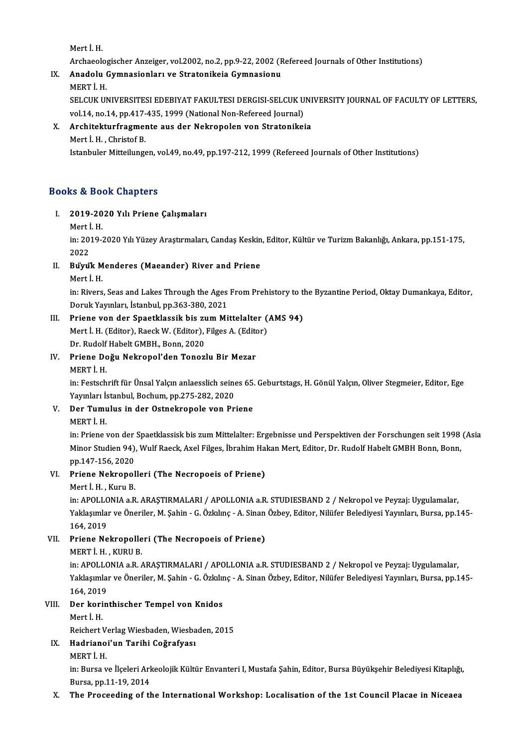Mert İ. H.
Archaeologischer Anzeiger, vol.2002, no.2, pp.9-22, 2002 (Refereed Journals of Other Institutions)

IX. **Anadolu Gymnasionları ve Stratonikeia Gymnasionu**
MERT İ. H.
SELCUK UNIVERSITESI EDEBIYAT FAKULTESI DERGISI-SELCUK UNIVERSITY JOURNAL OF FACULTY OF LETTERS, vol.14, no.14, pp.417-435, 1999 (National Non-Refereed Journal)

X. **Architekturfragmente aus der Nekropolen von Stratonikeia**
Mert İ. H. , Christof B.
Istanbuler Mitteilungen, vol.49, no.49, pp.197-212, 1999 (Refereed Journals of Other Institutions)

## Books & Book Chapters

I. **2019-2020 Yılı Priene Çalışmaları**
Mert İ. H.
in: 2019-2020 Yılı Yüzey Araştırmaları, Candaş Keskin, Editor, Kültür ve Turizm Bakanlığı, Ankara, pp.151-175, 2022

II. **Büyük Menderes (Maeander) River and Priene**
Mert İ. H.
in: Rivers, Seas and Lakes Through the Ages From Prehistory to the Byzantine Period, Oktay Dumankaya, Editor, Doruk Yayınları, İstanbul, pp.363-380, 2021

III. **Priene von der Spaetklassik bis zum Mittelalter (AMS 94)**
Mert İ. H. (Editor), Raeck W. (Editor), Filges A. (Editor)
Dr. Rudolf Habelt GMBH., Bonn, 2020

IV. **Priene Doğu Nekropol'den Tonozlu Bir Mezar**
MERT İ. H.
in: Festschrift für Ünsal Yalçın anlaesslich seines 65. Geburtstags, H. Gönül Yalçın, Oliver Stegmeier, Editor, Ege Yayınları İstanbul, Bochum, pp.275-282, 2020

V. **Der Tumulus in der Ostnekropole von Priene**
MERT İ. H.
in: Priene von der Spaetklassik bis zum Mittelalter: Ergebnisse und Perspektiven der Forschungen seit 1998 (Asia Minor Studien 94), Wulf Raeck, Axel Filges, İbrahim Hakan Mert, Editor, Dr. Rudolf Habelt GMBH Bonn, Bonn, pp.147-156, 2020

VI. **Priene Nekropolleri (The Necropoeis of Priene)**
Mert İ. H. , Kuru B.
in: APOLLONIA a.R. ARAŞTIRMALARI / APOLLONIA a.R. STUDIESBAND 2 / Nekropol ve Peyzaj: Uygulamalar, Yaklaşımlar ve Öneriler, M. Şahin - G. Özkılınç - A. Sinan Özbey, Editor, Nilüfer Belediyesi Yayınları, Bursa, pp.145-164, 2019

VII. **Priene Nekropolleri (The Necropoeis of Priene)**
MERT İ. H. , KURU B.
in: APOLLONIA a.R. ARAŞTIRMALARI / APOLLONIA a.R. STUDIESBAND 2 / Nekropol ve Peyzaj: Uygulamalar, Yaklaşımlar ve Öneriler, M. Şahin - G. Özkılınç - A. Sinan Özbey, Editor, Nilüfer Belediyesi Yayınları, Bursa, pp.145-164, 2019

VIII. **Der korinthischer Tempel von Knidos**
Mert İ. H.
Reichert Verlag Wiesbaden, Wiesbaden, 2015

IX. **Hadrianoi'un Tarihi Coğrafyası**
MERT İ. H.
in: Bursa ve İlçeleri Arkeolojik Kültür Envanteri I, Mustafa Şahin, Editor, Bursa Büyükşehir Belediyesi Kitaplığı, Bursa, pp.11-19, 2014

X. **The Proceeding of the International Workshop: Localisation of the 1st Council Placae in Niceaea**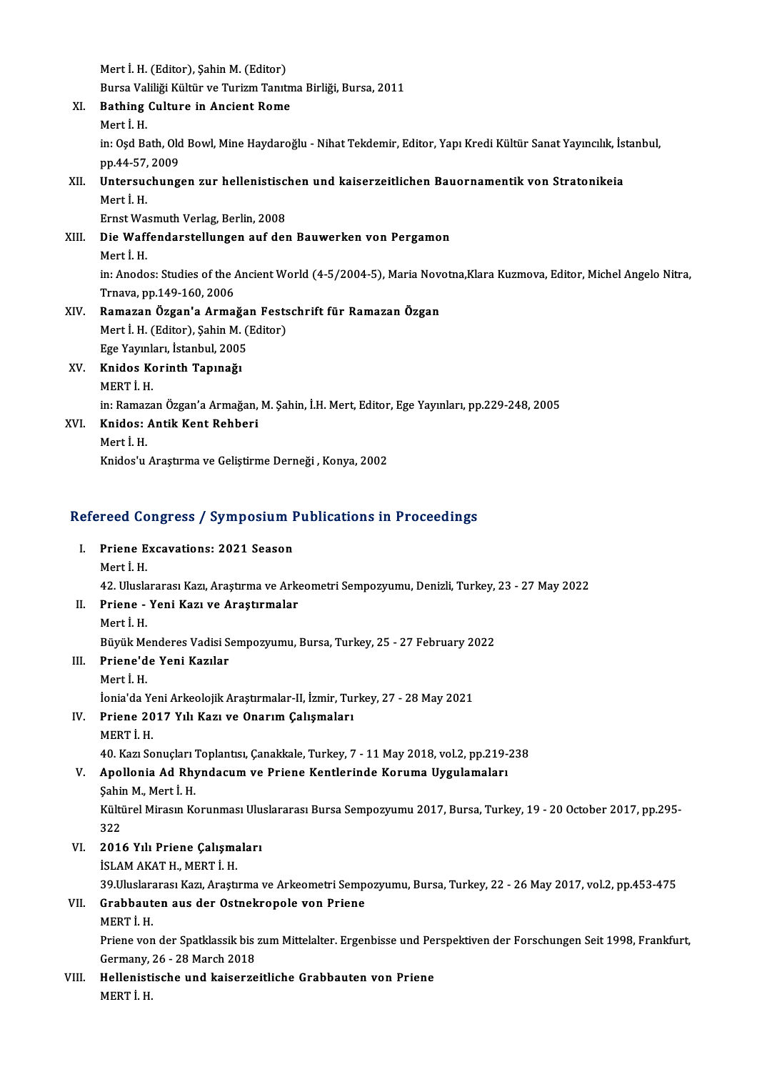Mert İ. H. (Editor), Şahin M. (Editor)
Bursa Valiliği Kültür ve Turizm Tanıtma Birliği, Bursa, 2011

XI. **Bathing Culture in Ancient Rome**
Mert İ. H.
in: Oşd Bath, Old Bowl, Mine Haydaroğlu - Nihat Tekdemir, Editor, Yapı Kredi Kültür Sanat Yayıncılık, İstanbul, pp.44-57, 2009

XII. **Untersuchungen zur hellenistischen und kaiserzeitlichen Bauornamentik von Stratonikeia**
Mert İ. H.
Ernst Wasmuth Verlag, Berlin, 2008

XIII. **Die Waffendarstellungen auf den Bauwerken von Pergamon**
Mert İ. H.
in: Anodos: Studies of the Ancient World (4-5/2004-5), Maria Novotna,Klara Kuzmova, Editor, Michel Angelo Nitra, Trnava, pp.149-160, 2006

XIV. **Ramazan Özgan'a Armağan Festschrift für Ramazan Özgan**
Mert İ. H. (Editor), Şahin M. (Editor)
Ege Yayınları, İstanbul, 2005

XV. **Knidos Korinth Tapınağı**
MERT İ. H.
in: Ramazan Özgan'a Armağan, M. Şahin, İ.H. Mert, Editor, Ege Yayınları, pp.229-248, 2005

XVI. **Knidos: Antik Kent Rehberi**
Mert İ. H.
Knidos'u Araştırma ve Geliştirme Derneği , Konya, 2002

## Refereed Congress / Symposium Publications in Proceedings

I. **Priene Excavations: 2021 Season**
Mert İ. H.
42. Uluslararası Kazı, Araştırma ve Arkeometri Sempozyumu, Denizli, Turkey, 23 - 27 May 2022

II. **Priene - Yeni Kazı ve Araştırmalar**
Mert İ. H.
Büyük Menderes Vadisi Sempozyumu, Bursa, Turkey, 25 - 27 February 2022

III. **Priene'de Yeni Kazılar**
Mert İ. H.
İonia'da Yeni Arkeolojik Araştırmalar-II, İzmir, Turkey, 27 - 28 May 2021

IV. **Priene 2017 Yılı Kazı ve Onarım Çalışmaları**
MERT İ. H.
40. Kazı Sonuçları Toplantısı, Çanakkale, Turkey, 7 - 11 May 2018, vol.2, pp.219-238

V. **Apollonia Ad Rhyndacum ve Priene Kentlerinde Koruma Uygulamaları**
Şahin M., Mert İ. H.
Kültürel Mirasın Korunması Uluslararası Bursa Sempozyumu 2017, Bursa, Turkey, 19 - 20 October 2017, pp.295-322

VI. **2016 Yılı Priene Çalışmaları**
İSLAM AKAT H., MERT İ. H.
39.Uluslararası Kazı, Araştırma ve Arkeometri Sempozyumu, Bursa, Turkey, 22 - 26 May 2017, vol.2, pp.453-475

VII. **Grabbauten aus der Ostnekropole von Priene**
MERT İ. H.
Priene von der Spatklassik bis zum Mittelalter. Ergenbisse und Perspektiven der Forschungen Seit 1998, Frankfurt, Germany, 26 - 28 March 2018

VIII. **Hellenistische und kaiserzeitliche Grabbauten von Priene**
MERT İ. H.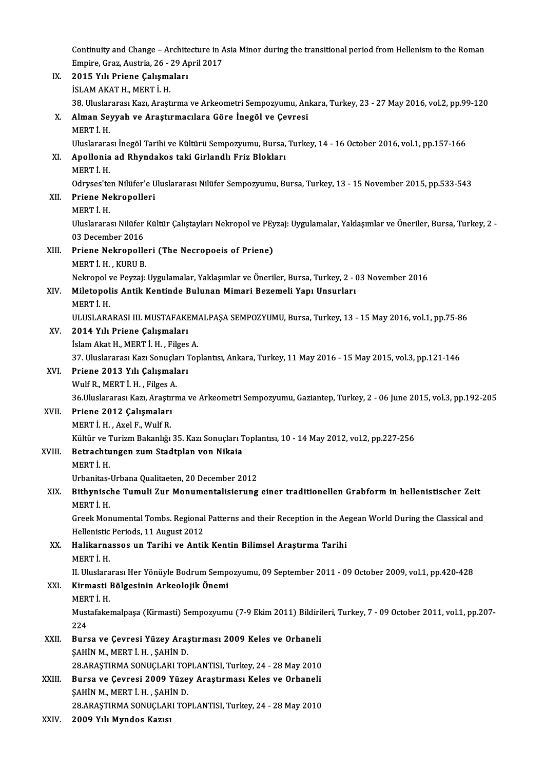Continuity and Change – Architecture in Asia Minor during the transitional period from Hellenism to the Roman Empire, Graz, Austria, 26 - 29 April 2017

IX. **2015 Yılı Priene Çalışmaları**
İSLAM AKAT H., MERT İ. H.
38. Uluslararası Kazı, Araştırma ve Arkeometri Sempozyumu, Ankara, Turkey, 23 - 27 May 2016, vol.2, pp.99-120

X. **Alman Seyyah ve Araştırmacılara Göre İnegöl ve Çevresi**
MERT İ. H.
Uluslararası İnegöl Tarihi ve Kültürü Sempozyumu, Bursa, Turkey, 14 - 16 October 2016, vol.1, pp.157-166

XI. **Apollonia ad Rhyndakos taki Girlandlı Friz Blokları**
MERT İ. H.
Odryses'ten Nilüfer'e Uluslararası Nilüfer Sempozyumu, Bursa, Turkey, 13 - 15 November 2015, pp.533-543

XII. **Priene Nekropolleri**
MERT İ. H.
Uluslararası Nilüfer Kültür Çalıştayları Nekropol ve PEyzaj: Uygulamalar, Yaklaşımlar ve Öneriler, Bursa, Turkey, 2 - 03 December 2016

XIII. **Priene Nekropolleri (The Necropoeis of Priene)**
MERT İ. H. , KURU B.
Nekropol ve Peyzaj: Uygulamalar, Yaklaşımlar ve Öneriler, Bursa, Turkey, 2 - 03 November 2016

XIV. **Miletopolis Antik Kentinde Bulunan Mimari Bezemeli Yapı Unsurları**
MERT İ. H.
ULUSLARARASI III. MUSTAFAKEMALPAŞA SEMPOZYUMU, Bursa, Turkey, 13 - 15 May 2016, vol.1, pp.75-86

XV. **2014 Yılı Priene Çalışmaları**
İslam Akat H., MERT İ. H. , Filges A.
37. Uluslararası Kazı Sonuçları Toplantısı, Ankara, Turkey, 11 May 2016 - 15 May 2015, vol.3, pp.121-146

XVI. **Priene 2013 Yılı Çalışmaları**
Wulf R., MERT İ. H. , Filges A.
36.Uluslararası Kazı, Araştırma ve Arkeometri Sempozyumu, Gaziantep, Turkey, 2 - 06 June 2015, vol.3, pp.192-205

XVII. **Priene 2012 Çalışmaları**
MERT İ. H. , Axel F., Wulf R.
Kültür ve Turizm Bakanlığı 35. Kazı Sonuçları Toplantısı, 10 - 14 May 2012, vol.2, pp.227-256

XVIII. **Betrachtungen zum Stadtplan von Nikaia**
MERT İ. H.
Urbanitas-Urbana Qualitaeten, 20 December 2012

XIX. **Bithynische Tumuli Zur Monumentalisierung einer traditionellen Grabform in hellenistischer Zeit**
MERT İ. H.
Greek Monumental Tombs. Regional Patterns and their Reception in the Aegean World During the Classical and Hellenistic Periods, 11 August 2012

XX. **Halikarnassos un Tarihi ve Antik Kentin Bilimsel Araştırma Tarihi**
MERT İ. H.
II. Uluslararası Her Yönüyle Bodrum Sempozyumu, 09 September 2011 - 09 October 2009, vol.1, pp.420-428

XXI. **Kirmasti Bölgesinin Arkeolojik Önemi**
MERT İ. H.
Mustafakemalpaşa (Kirmasti) Sempozyumu (7-9 Ekim 2011) Bildirileri, Turkey, 7 - 09 October 2011, vol.1, pp.207-224

XXII. **Bursa ve Çevresi Yüzey Araştırması 2009 Keles ve Orhaneli**
ŞAHİN M., MERT İ. H. , ŞAHİN D.
28.ARAŞTIRMA SONUÇLARI TOPLANTISI, Turkey, 24 - 28 May 2010

XXIII. **Bursa ve Çevresi 2009 Yüzey Araştırması Keles ve Orhaneli**
ŞAHİN M., MERT İ. H. , ŞAHİN D.
28.ARAŞTIRMA SONUÇLARI TOPLANTISI, Turkey, 24 - 28 May 2010

XXIV. **2009 Yılı Myndos Kazısı**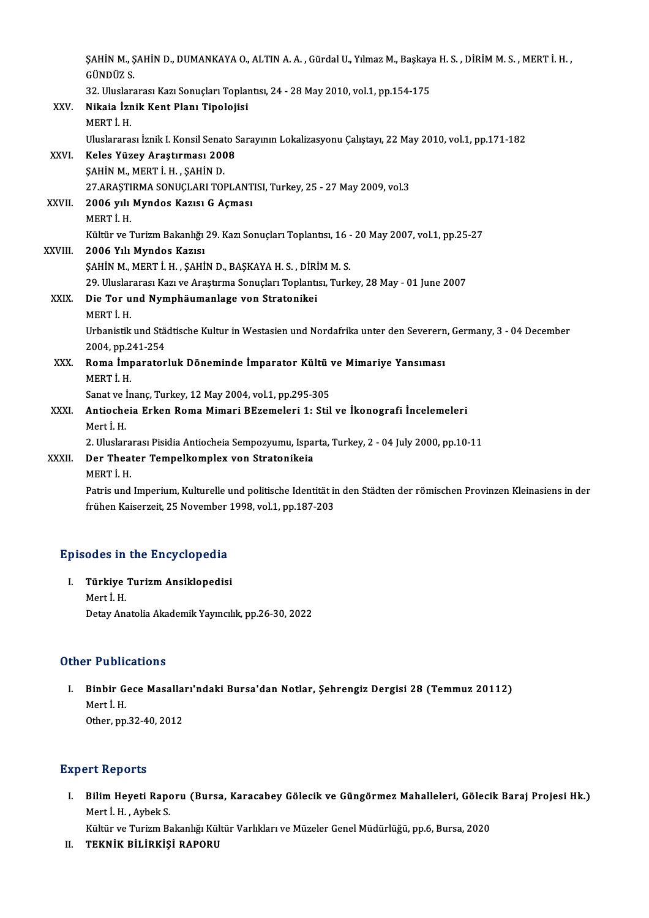ŞAHİN M., ŞAHİN D., DUMANKAYA O., ALTIN A. A. , Gürdal U., Yılmaz M., Başkaya H. S. , DİRİM M. S. , MERT İ. H. , GÜNDÜZ S.
32. Uluslararası Kazı Sonuçları Toplantısı, 24 - 28 May 2010, vol.1, pp.154-175

XXV. **Nikaia İznik Kent Planı Tipolojisi**
MERT İ. H.
Uluslararası İznik I. Konsil Senato Sarayının Lokalizasyonu Çalıştayı, 22 May 2010, vol.1, pp.171-182

XXVI. **Keles Yüzey Araştırması 2008**
ŞAHİN M., MERT İ. H. , ŞAHİN D.
27.ARAŞTIRMA SONUÇLARI TOPLANTISI, Turkey, 25 - 27 May 2009, vol.3

XXVII. **2006 yılı Myndos Kazısı G Açması**
MERT İ. H.
Kültür ve Turizm Bakanlığı 29. Kazı Sonuçları Toplantısı, 16 - 20 May 2007, vol.1, pp.25-27

XXVIII. **2006 Yılı Myndos Kazısı**
ŞAHİN M., MERT İ. H. , ŞAHİN D., BAŞKAYA H. S. , DİRİM M. S.
29. Uluslararası Kazı ve Araştırma Sonuçları Toplantısı, Turkey, 28 May - 01 June 2007

XXIX. **Die Tor und Nymphäumanlage von Stratonikei**
MERT İ. H.
Urbanistik und Städtische Kultur in Westasien und Nordafrika unter den Severern, Germany, 3 - 04 December 2004, pp.241-254

XXX. **Roma İmparatorluk Döneminde İmparator Kültü ve Mimariye Yansıması**
MERT İ. H.
Sanat ve İnanç, Turkey, 12 May 2004, vol.1, pp.295-305

XXXI. **Antiocheia Erken Roma Mimari BEzemeleri 1: Stil ve İkonografi İncelemeleri**
Mert İ. H.
2. Uluslararası Pisidia Antiocheia Sempozyumu, Isparta, Turkey, 2 - 04 July 2000, pp.10-11

XXXII. **Der Theater Tempelkomplex von Stratonikeia**
MERT İ. H.
Patris und Imperium, Kulturelle und politische Identität in den Städten der römischen Provinzen Kleinasiens in der frühen Kaiserzeit, 25 November 1998, vol.1, pp.187-203

## Episodes in the Encyclopedia

I. **Türkiye Turizm Ansiklopedisi**
Mert İ. H.
Detay Anatolia Akademik Yayıncılık, pp.26-30, 2022

## Other Publications

I. **Binbir Gece Masalları'ndaki Bursa'dan Notlar, Şehrengiz Dergisi 28 (Temmuz 20112)**
Mert İ. H.
Other, pp.32-40, 2012

## Expert Reports

I. **Bilim Heyeti Raporu (Bursa, Karacabey Gölecik ve Güngörmez Mahalleleri, Gölecik Baraj Projesi Hk.)**
Mert İ. H. , Aybek S.
Kültür ve Turizm Bakanlığı Kültür Varlıkları ve Müzeler Genel Müdürlüğü, pp.6, Bursa, 2020

II. **TEKNİK BİLİRKİŞİ RAPORU**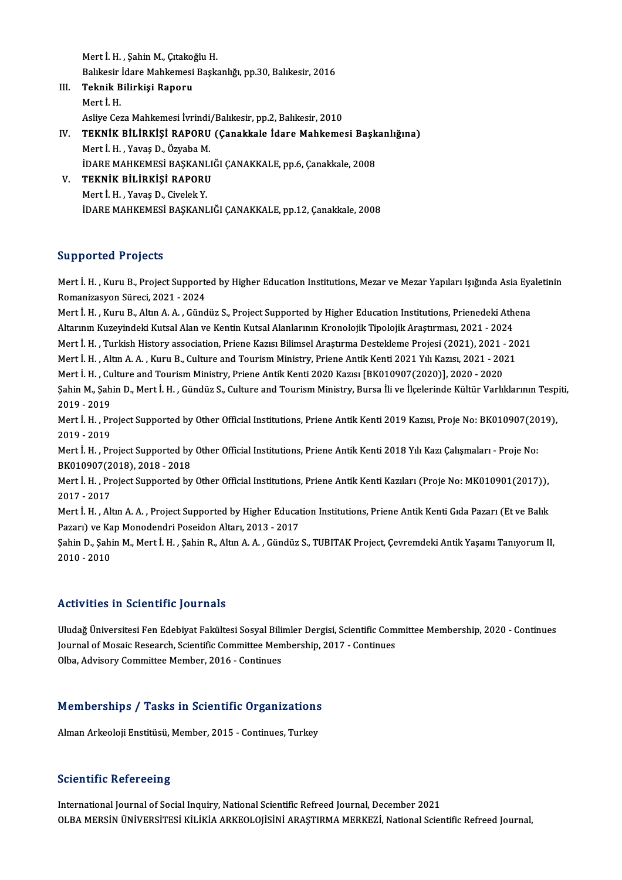Mert İ. H. , Şahin M., Çıtakoğlu H.
Balıkesir İdare Mahkemesi Başkanlığı, pp.30, Balıkesir, 2016

III. **Teknik Bilirkişi Raporu**
Mert İ. H.
Asliye Ceza Mahkemesi İvrindi/Balıkesir, pp.2, Balıkesir, 2010

IV. **TEKNİK BİLİRKİŞİ RAPORU (Çanakkale İdare Mahkemesi Başkanlığına)**
Mert İ. H. , Yavaş D., Özyaba M.
İDARE MAHKEMESİ BAŞKANLIĞI ÇANAKKALE, pp.6, Çanakkale, 2008

V. **TEKNİK BİLİRKİŞİ RAPORU**
Mert İ. H. , Yavaş D., Civelek Y.
İDARE MAHKEMESİ BAŞKANLIĞI ÇANAKKALE, pp.12, Çanakkale, 2008

## Supported Projects

Mert İ. H. , Kuru B., Project Supported by Higher Education Institutions, Mezar ve Mezar Yapıları Işığında Asia Eyaletinin Romanizasyon Süreci, 2021 - 2024

Mert İ. H. , Kuru B., Altın A. A. , Gündüz S., Project Supported by Higher Education Institutions, Prienedeki Athena Altarının Kuzeyindeki Kutsal Alan ve Kentin Kutsal Alanlarının Kronolojik Tipolojik Araştırması, 2021 - 2024

Mert İ. H. , Turkish History association, Priene Kazısı Bilimsel Araştırma Destekleme Projesi (2021), 2021 - 2021

Mert İ. H. , Altın A. A. , Kuru B., Culture and Tourism Ministry, Priene Antik Kenti 2021 Yılı Kazısı, 2021 - 2021

Mert İ. H. , Culture and Tourism Ministry, Priene Antik Kenti 2020 Kazısı [BK010907(2020)], 2020 - 2020

Şahin M., Şahin D., Mert İ. H. , Gündüz S., Culture and Tourism Ministry, Bursa İli ve İlçelerinde Kültür Varlıklarının Tespiti, 2019 - 2019

Mert İ. H. , Project Supported by Other Official Institutions, Priene Antik Kenti 2019 Kazısı, Proje No: BK010907(2019), 2019 - 2019

Mert İ. H. , Project Supported by Other Official Institutions, Priene Antik Kenti 2018 Yılı Kazı Çalışmaları - Proje No: BK010907(2018), 2018 - 2018

Mert İ. H. , Project Supported by Other Official Institutions, Priene Antik Kenti Kazıları (Proje No: MK010901(2017)), 2017 - 2017

Mert İ. H. , Altın A. A. , Project Supported by Higher Education Institutions, Priene Antik Kenti Gıda Pazarı (Et ve Balık Pazarı) ve Kap Monodendri Poseidon Altarı, 2013 - 2017

Şahin D., Şahin M., Mert İ. H. , Şahin R., Altın A. A. , Gündüz S., TUBITAK Project, Çevremdeki Antik Yaşamı Tanıyorum II, 2010 - 2010

## Activities in Scientific Journals

Uludağ Üniversitesi Fen Edebiyat Fakültesi Sosyal Bilimler Dergisi, Scientific Committee Membership, 2020 - Continues
Journal of Mosaic Research, Scientific Committee Membership, 2017 - Continues
Olba, Advisory Committee Member, 2016 - Continues

## Memberships / Tasks in Scientific Organizations

Alman Arkeoloji Enstitüsü, Member, 2015 - Continues, Turkey

## Scientific Refereeing

International Journal of Social Inquiry, National Scientific Refreed Journal, December 2021
OLBA MERSİN ÜNİVERSİTESİ KİLİKİA ARKEOLOJİSİNİ ARAŞTIRMA MERKEZİ, National Scientific Refreed Journal,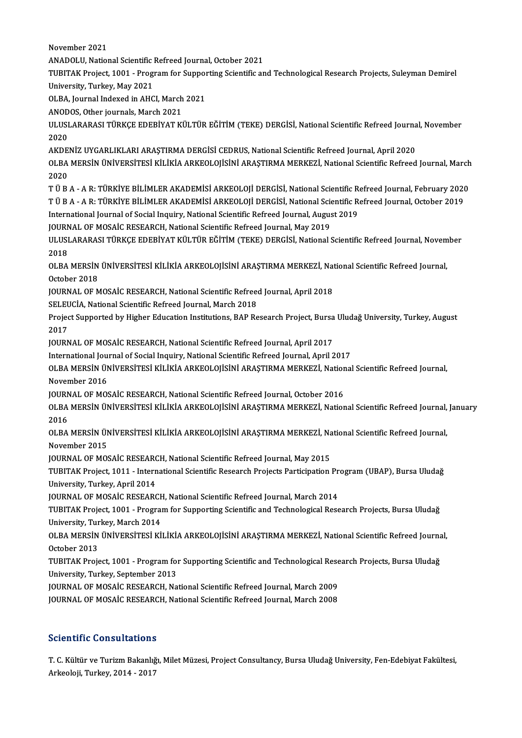November 2021

ANADOLU, National Scientific Refreed Journal, October 2021

TUBITAK Project, 1001 - Program for Supporting Scientific and Technological Research Projects, Suleyman Demirel University, Turkey, May 2021

OLBA, Journal Indexed in AHCI, March 2021

ANODOS, Other journals, March 2021

ULUSLARARASI TÜRKÇE EDEBİYAT KÜLTÜR EĞİTİM (TEKE) DERGİSİ, National Scientific Refreed Journal, November 2020

AKDENİZ UYGARLIKLARI ARAŞTIRMA DERGİSİ CEDRUS, National Scientific Refreed Journal, April 2020

OLBA MERSİN ÜNİVERSİTESİ KİLİKİA ARKEOLOJİSİNİ ARAŞTIRMA MERKEZİ, National Scientific Refreed Journal, March 2020

T Ü B A - A R: TÜRKİYE BİLİMLER AKADEMİSİ ARKEOLOJİ DERGİSİ, National Scientific Refreed Journal, February 2020

T Ü B A - A R: TÜRKİYE BİLİMLER AKADEMİSİ ARKEOLOJİ DERGİSİ, National Scientific Refreed Journal, October 2019

International Journal of Social Inquiry, National Scientific Refreed Journal, August 2019

JOURNAL OF MOSAİC RESEARCH, National Scientific Refreed Journal, May 2019

ULUSLARARASI TÜRKÇE EDEBİYAT KÜLTÜR EĞİTİM (TEKE) DERGİSİ, National Scientific Refreed Journal, November 2018

OLBA MERSİN ÜNİVERSİTESİ KİLİKİA ARKEOLOJİSİNİ ARAŞTIRMA MERKEZİ, National Scientific Refreed Journal, October 2018

JOURNAL OF MOSAİC RESEARCH, National Scientific Refreed Journal, April 2018

SELEUCİA, National Scientific Refreed Journal, March 2018

Project Supported by Higher Education Institutions, BAP Research Project, Bursa Uludağ University, Turkey, August 2017

JOURNAL OF MOSAİC RESEARCH, National Scientific Refreed Journal, April 2017

International Journal of Social Inquiry, National Scientific Refreed Journal, April 2017

OLBA MERSİN ÜNİVERSİTESİ KİLİKİA ARKEOLOJİSİNİ ARAŞTIRMA MERKEZİ, National Scientific Refreed Journal, November 2016

JOURNAL OF MOSAİC RESEARCH, National Scientific Refreed Journal, October 2016

OLBA MERSİN ÜNİVERSİTESİ KİLİKİA ARKEOLOJİSİNİ ARAŞTIRMA MERKEZİ, National Scientific Refreed Journal, January 2016

OLBA MERSİN ÜNİVERSİTESİ KİLİKİA ARKEOLOJİSİNİ ARAŞTIRMA MERKEZİ, National Scientific Refreed Journal, November 2015

JOURNAL OF MOSAİC RESEARCH, National Scientific Refreed Journal, May 2015

TUBITAK Project, 1011 - International Scientific Research Projects Participation Program (UBAP), Bursa Uludağ University, Turkey, April 2014

JOURNAL OF MOSAİC RESEARCH, National Scientific Refreed Journal, March 2014

TUBITAK Project, 1001 - Program for Supporting Scientific and Technological Research Projects, Bursa Uludağ University, Turkey, March 2014

OLBA MERSİN ÜNİVERSİTESİ KİLİKİA ARKEOLOJİSİNİ ARAŞTIRMA MERKEZİ, National Scientific Refreed Journal, October 2013

TUBITAK Project, 1001 - Program for Supporting Scientific and Technological Research Projects, Bursa Uludağ University, Turkey, September 2013

JOURNAL OF MOSAİC RESEARCH, National Scientific Refreed Journal, March 2009

JOURNAL OF MOSAİC RESEARCH, National Scientific Refreed Journal, March 2008

## Scientific Consultations

T. C. Kültür ve Turizm Bakanlığı, Milet Müzesi, Project Consultancy, Bursa Uludağ University, Fen-Edebiyat Fakültesi, Arkeoloji, Turkey, 2014 - 2017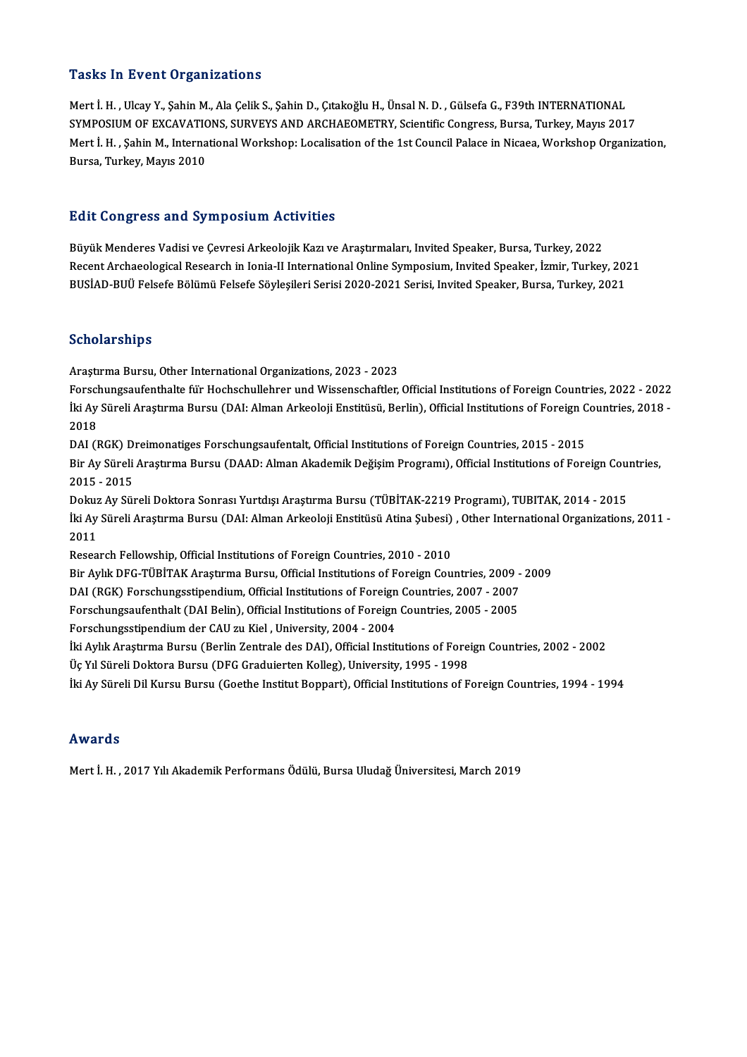## Tasks In Event Organizations

Mert İ. H. , Ulcay Y., Şahin M., Ala Çelik S., Şahin D., Çıtakoğlu H., Ünsal N. D. , Gülsefa G., F39th INTERNATIONAL SYMPOSIUM OF EXCAVATIONS, SURVEYS AND ARCHAEOMETRY, Scientific Congress, Bursa, Turkey, Mayıs 2017

Mert İ. H. , Şahin M., International Workshop: Localisation of the 1st Council Palace in Nicaea, Workshop Organization, Bursa, Turkey, Mayıs 2010

## Edit Congress and Symposium Activities

Büyük Menderes Vadisi ve Çevresi Arkeolojik Kazı ve Araştırmaları, Invited Speaker, Bursa, Turkey, 2022

Recent Archaeological Research in Ionia-II International Online Symposium, Invited Speaker, İzmir, Turkey, 2021

BUSİAD-BUÜ Felsefe Bölümü Felsefe Söyleşileri Serisi 2020-2021 Serisi, Invited Speaker, Bursa, Turkey, 2021

## Scholarships

Araştırma Bursu, Other International Organizations, 2023 - 2023

Forschungsaufenthalte für Hochschullehrer und Wissenschaftler, Official Institutions of Foreign Countries, 2022 - 2022

İki Ay Süreli Araştırma Bursu (DAI: Alman Arkeoloji Enstitüsü, Berlin), Official Institutions of Foreign Countries, 2018 - 2018

DAI (RGK) Dreimonatiges Forschungsaufentalt, Official Institutions of Foreign Countries, 2015 - 2015

Bir Ay Süreli Araştırma Bursu (DAAD: Alman Akademik Değişim Programı), Official Institutions of Foreign Countries, 2015 - 2015

Dokuz Ay Süreli Doktora Sonrası Yurtdışı Araştırma Bursu (TÜBİTAK-2219 Programı), TUBITAK, 2014 - 2015

İki Ay Süreli Araştırma Bursu (DAI: Alman Arkeoloji Enstitüsü Atina Şubesi) , Other International Organizations, 2011 - 2011

Research Fellowship, Official Institutions of Foreign Countries, 2010 - 2010

Bir Aylık DFG-TÜBİTAK Araştırma Bursu, Official Institutions of Foreign Countries, 2009 - 2009

DAI (RGK) Forschungsstipendium, Official Institutions of Foreign Countries, 2007 - 2007

Forschungsaufenthalt (DAI Belin), Official Institutions of Foreign Countries, 2005 - 2005

Forschungsstipendium der CAU zu Kiel , University, 2004 - 2004

İki Aylık Araştırma Bursu (Berlin Zentrale des DAI), Official Institutions of Foreign Countries, 2002 - 2002

Üç Yıl Süreli Doktora Bursu (DFG Graduierten Kolleg), University, 1995 - 1998

İki Ay Süreli Dil Kursu Bursu (Goethe Institut Boppart), Official Institutions of Foreign Countries, 1994 - 1994

## Awards

Mert İ. H. , 2017 Yılı Akademik Performans Ödülü, Bursa Uludağ Üniversitesi, March 2019